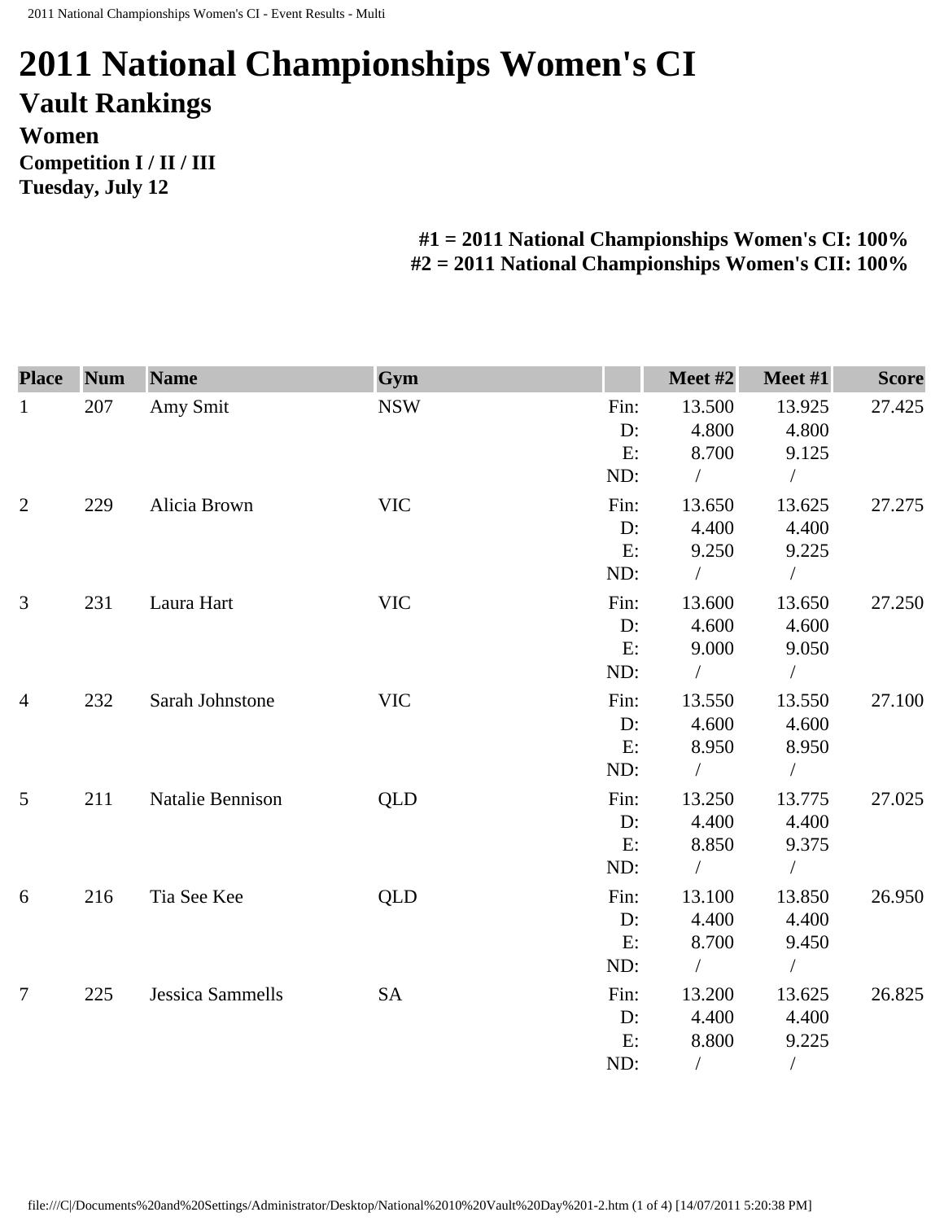# 2011 National Championships Women's CI

## Vault Rankings

### Women

**Competition I / II / III**
**Tuesday, July 12**

**#1 = 2011 National Championships Women's CI: 100%**
**#2 = 2011 National Championships Women's CII: 100%**

| Place | Num | Name | Gym | | Meet #2 | Meet #1 | Score |
|---|---|---|---|---|---|---|---|
| 1 | 207 | Amy Smit | NSW | Fin: | 13.500 | 13.925 | 27.425 |
| | | | | D: | 4.800 | 4.800 | |
| | | | | E: | 8.700 | 9.125 | |
| | | | | ND: | / | / | |
| 2 | 229 | Alicia Brown | VIC | Fin: | 13.650 | 13.625 | 27.275 |
| | | | | D: | 4.400 | 4.400 | |
| | | | | E: | 9.250 | 9.225 | |
| | | | | ND: | / | / | |
| 3 | 231 | Laura Hart | VIC | Fin: | 13.600 | 13.650 | 27.250 |
| | | | | D: | 4.600 | 4.600 | |
| | | | | E: | 9.000 | 9.050 | |
| | | | | ND: | / | / | |
| 4 | 232 | Sarah Johnstone | VIC | Fin: | 13.550 | 13.550 | 27.100 |
| | | | | D: | 4.600 | 4.600 | |
| | | | | E: | 8.950 | 8.950 | |
| | | | | ND: | / | / | |
| 5 | 211 | Natalie Bennison | QLD | Fin: | 13.250 | 13.775 | 27.025 |
| | | | | D: | 4.400 | 4.400 | |
| | | | | E: | 8.850 | 9.375 | |
| | | | | ND: | / | / | |
| 6 | 216 | Tia See Kee | QLD | Fin: | 13.100 | 13.850 | 26.950 |
| | | | | D: | 4.400 | 4.400 | |
| | | | | E: | 8.700 | 9.450 | |
| | | | | ND: | / | / | |
| 7 | 225 | Jessica Sammells | SA | Fin: | 13.200 | 13.625 | 26.825 |
| | | | | D: | 4.400 | 4.400 | |
| | | | | E: | 8.800 | 9.225 | |
| | | | | ND: | / | / | |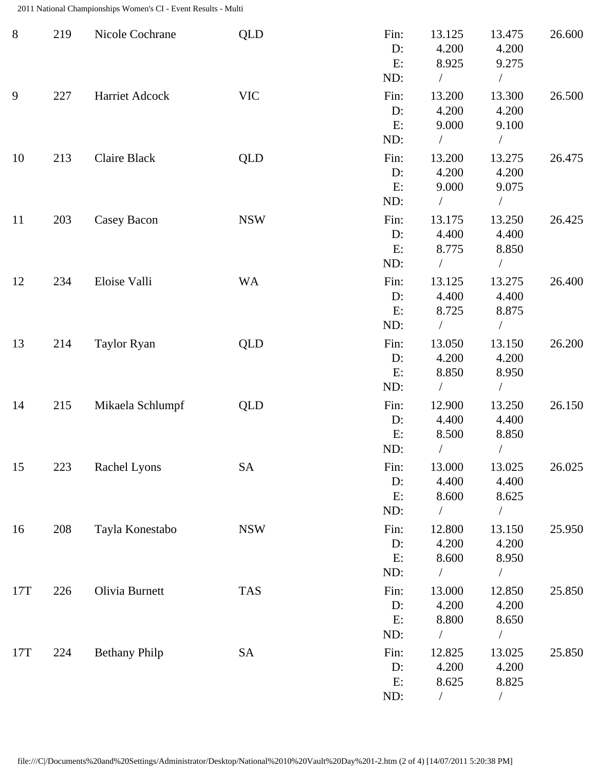| Rank | No. | Name | State | | Vault 1 | Vault 2 | Total |
|---|---|---|---|---|---|---|---|
| 8 | 219 | Nicole Cochrane | QLD | Fin: | 13.125 | 13.475 | 26.600 |
| | | | | D: | 4.200 | 4.200 | |
| | | | | E: | 8.925 | 9.275 | |
| | | | | ND: | / | / | |
| 9 | 227 | Harriet Adcock | VIC | Fin: | 13.200 | 13.300 | 26.500 |
| | | | | D: | 4.200 | 4.200 | |
| | | | | E: | 9.000 | 9.100 | |
| | | | | ND: | / | / | |
| 10 | 213 | Claire Black | QLD | Fin: | 13.200 | 13.275 | 26.475 |
| | | | | D: | 4.200 | 4.200 | |
| | | | | E: | 9.000 | 9.075 | |
| | | | | ND: | / | / | |
| 11 | 203 | Casey Bacon | NSW | Fin: | 13.175 | 13.250 | 26.425 |
| | | | | D: | 4.400 | 4.400 | |
| | | | | E: | 8.775 | 8.850 | |
| | | | | ND: | / | / | |
| 12 | 234 | Eloise Valli | WA | Fin: | 13.125 | 13.275 | 26.400 |
| | | | | D: | 4.400 | 4.400 | |
| | | | | E: | 8.725 | 8.875 | |
| | | | | ND: | / | / | |
| 13 | 214 | Taylor Ryan | QLD | Fin: | 13.050 | 13.150 | 26.200 |
| | | | | D: | 4.200 | 4.200 | |
| | | | | E: | 8.850 | 8.950 | |
| | | | | ND: | / | / | |
| 14 | 215 | Mikaela Schlumpf | QLD | Fin: | 12.900 | 13.250 | 26.150 |
| | | | | D: | 4.400 | 4.400 | |
| | | | | E: | 8.500 | 8.850 | |
| | | | | ND: | / | / | |
| 15 | 223 | Rachel Lyons | SA | Fin: | 13.000 | 13.025 | 26.025 |
| | | | | D: | 4.400 | 4.400 | |
| | | | | E: | 8.600 | 8.625 | |
| | | | | ND: | / | / | |
| 16 | 208 | Tayla Konestabo | NSW | Fin: | 12.800 | 13.150 | 25.950 |
| | | | | D: | 4.200 | 4.200 | |
| | | | | E: | 8.600 | 8.950 | |
| | | | | ND: | / | / | |
| 17T | 226 | Olivia Burnett | TAS | Fin: | 13.000 | 12.850 | 25.850 |
| | | | | D: | 4.200 | 4.200 | |
| | | | | E: | 8.800 | 8.650 | |
| | | | | ND: | / | / | |
| 17T | 224 | Bethany Philp | SA | Fin: | 12.825 | 13.025 | 25.850 |
| | | | | D: | 4.200 | 4.200 | |
| | | | | E: | 8.625 | 8.825 | |
| | | | | ND: | / | / | |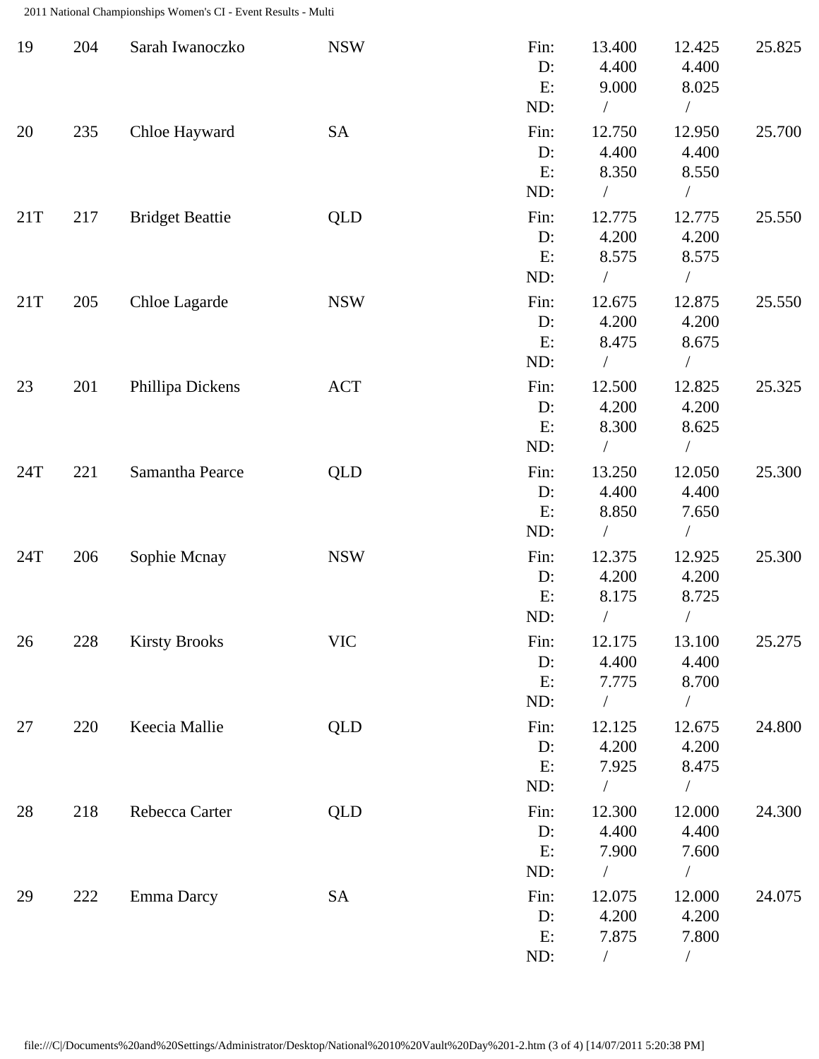| | | | | | | | |
|---|---|---|---|---|---|---|---|
| 19 | 204 | Sarah Iwanoczko | NSW | Fin: | 13.400 | 12.425 | 25.825 |
| | | | | D: | 4.400 | 4.400 | |
| | | | | E: | 9.000 | 8.025 | |
| | | | | ND: | / | / | |
| 20 | 235 | Chloe Hayward | SA | Fin: | 12.750 | 12.950 | 25.700 |
| | | | | D: | 4.400 | 4.400 | |
| | | | | E: | 8.350 | 8.550 | |
| | | | | ND: | / | / | |
| 21T | 217 | Bridget Beattie | QLD | Fin: | 12.775 | 12.775 | 25.550 |
| | | | | D: | 4.200 | 4.200 | |
| | | | | E: | 8.575 | 8.575 | |
| | | | | ND: | / | / | |
| 21T | 205 | Chloe Lagarde | NSW | Fin: | 12.675 | 12.875 | 25.550 |
| | | | | D: | 4.200 | 4.200 | |
| | | | | E: | 8.475 | 8.675 | |
| | | | | ND: | / | / | |
| 23 | 201 | Phillipa Dickens | ACT | Fin: | 12.500 | 12.825 | 25.325 |
| | | | | D: | 4.200 | 4.200 | |
| | | | | E: | 8.300 | 8.625 | |
| | | | | ND: | / | / | |
| 24T | 221 | Samantha Pearce | QLD | Fin: | 13.250 | 12.050 | 25.300 |
| | | | | D: | 4.400 | 4.400 | |
| | | | | E: | 8.850 | 7.650 | |
| | | | | ND: | / | / | |
| 24T | 206 | Sophie Mcnay | NSW | Fin: | 12.375 | 12.925 | 25.300 |
| | | | | D: | 4.200 | 4.200 | |
| | | | | E: | 8.175 | 8.725 | |
| | | | | ND: | / | / | |
| 26 | 228 | Kirsty Brooks | VIC | Fin: | 12.175 | 13.100 | 25.275 |
| | | | | D: | 4.400 | 4.400 | |
| | | | | E: | 7.775 | 8.700 | |
| | | | | ND: | / | / | |
| 27 | 220 | Keecia Mallie | QLD | Fin: | 12.125 | 12.675 | 24.800 |
| | | | | D: | 4.200 | 4.200 | |
| | | | | E: | 7.925 | 8.475 | |
| | | | | ND: | / | / | |
| 28 | 218 | Rebecca Carter | QLD | Fin: | 12.300 | 12.000 | 24.300 |
| | | | | D: | 4.400 | 4.400 | |
| | | | | E: | 7.900 | 7.600 | |
| | | | | ND: | / | / | |
| 29 | 222 | Emma Darcy | SA | Fin: | 12.075 | 12.000 | 24.075 |
| | | | | D: | 4.200 | 4.200 | |
| | | | | E: | 7.875 | 7.800 | |
| | | | | ND: | / | / | |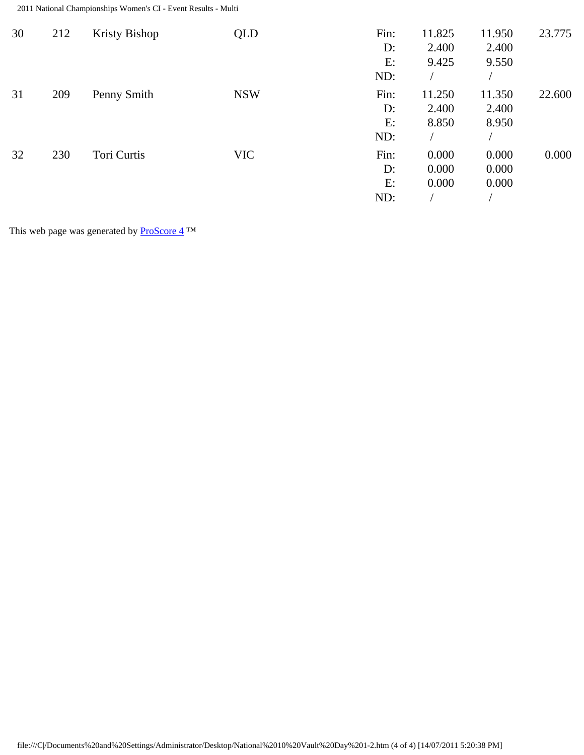| | | | | | | | |
|---|---|---|---|---|---|---|---|
| 30 | 212 | Kristy Bishop | QLD | Fin: | 11.825 | 11.950 | 23.775 |
| | | | | D: | 2.400 | 2.400 | |
| | | | | E: | 9.425 | 9.550 | |
| | | | | ND: | / | / | |
| 31 | 209 | Penny Smith | NSW | Fin: | 11.250 | 11.350 | 22.600 |
| | | | | D: | 2.400 | 2.400 | |
| | | | | E: | 8.850 | 8.950 | |
| | | | | ND: | / | / | |
| 32 | 230 | Tori Curtis | VIC | Fin: | 0.000 | 0.000 | 0.000 |
| | | | | D: | 0.000 | 0.000 | |
| | | | | E: | 0.000 | 0.000 | |
| | | | | ND: | / | / | |

This web page was generated by ProScore 4 ™